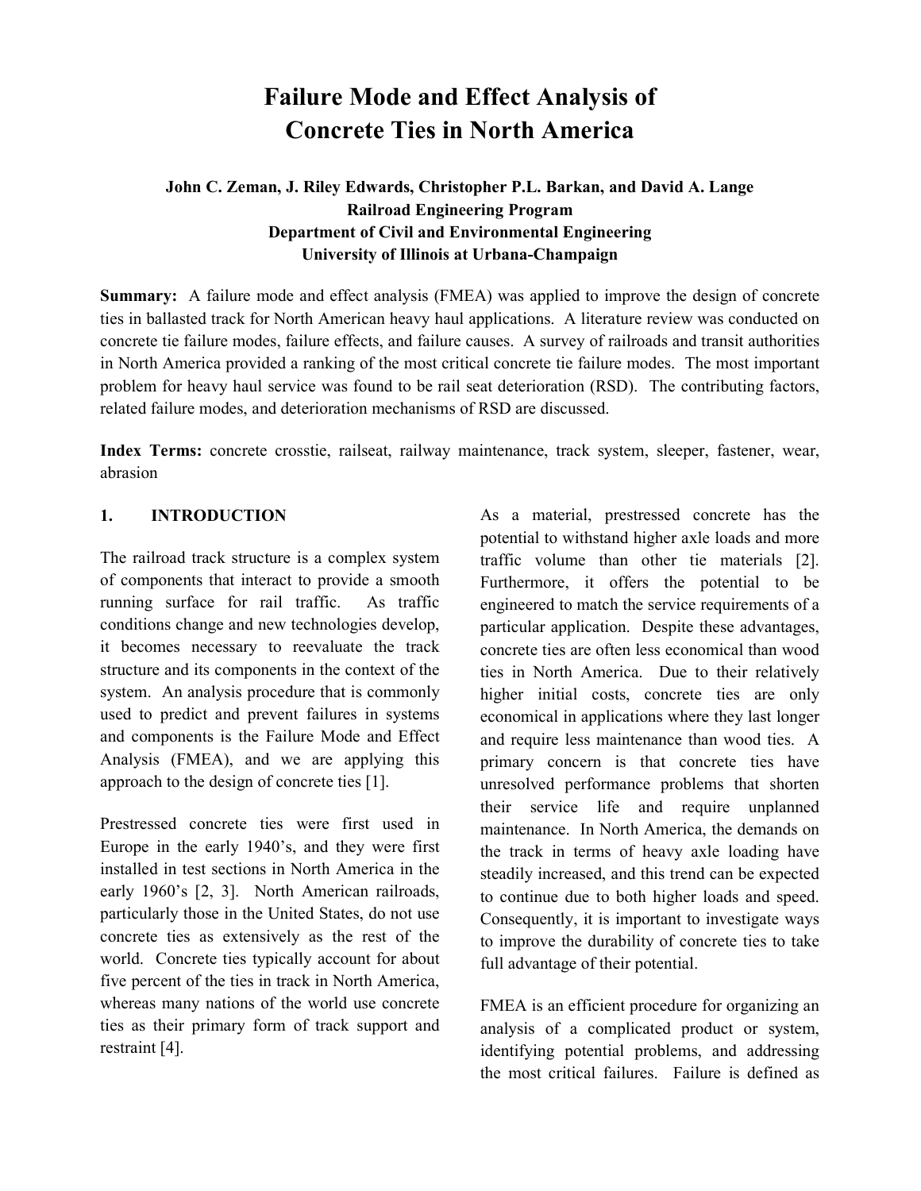# Failure Mode and Effect Analysis of Concrete Ties in North America

**John C. Zeman, J. Riley Edwards, Christopher P.L. Barkan, and David A. Lange**
**Railroad Engineering Program**
**Department of Civil and Environmental Engineering**
**University of Illinois at Urbana-Champaign**

**Summary:** A failure mode and effect analysis (FMEA) was applied to improve the design of concrete ties in ballasted track for North American heavy haul applications. A literature review was conducted on concrete tie failure modes, failure effects, and failure causes. A survey of railroads and transit authorities in North America provided a ranking of the most critical concrete tie failure modes. The most important problem for heavy haul service was found to be rail seat deterioration (RSD). The contributing factors, related failure modes, and deterioration mechanisms of RSD are discussed.

**Index Terms:** concrete crosstie, railseat, railway maintenance, track system, sleeper, fastener, wear, abrasion

## 1. INTRODUCTION

The railroad track structure is a complex system of components that interact to provide a smooth running surface for rail traffic. As traffic conditions change and new technologies develop, it becomes necessary to reevaluate the track structure and its components in the context of the system. An analysis procedure that is commonly used to predict and prevent failures in systems and components is the Failure Mode and Effect Analysis (FMEA), and we are applying this approach to the design of concrete ties [1].

Prestressed concrete ties were first used in Europe in the early 1940's, and they were first installed in test sections in North America in the early 1960's [2, 3]. North American railroads, particularly those in the United States, do not use concrete ties as extensively as the rest of the world. Concrete ties typically account for about five percent of the ties in track in North America, whereas many nations of the world use concrete ties as their primary form of track support and restraint [4].

As a material, prestressed concrete has the potential to withstand higher axle loads and more traffic volume than other tie materials [2]. Furthermore, it offers the potential to be engineered to match the service requirements of a particular application. Despite these advantages, concrete ties are often less economical than wood ties in North America. Due to their relatively higher initial costs, concrete ties are only economical in applications where they last longer and require less maintenance than wood ties. A primary concern is that concrete ties have unresolved performance problems that shorten their service life and require unplanned maintenance. In North America, the demands on the track in terms of heavy axle loading have steadily increased, and this trend can be expected to continue due to both higher loads and speed. Consequently, it is important to investigate ways to improve the durability of concrete ties to take full advantage of their potential.

FMEA is an efficient procedure for organizing an analysis of a complicated product or system, identifying potential problems, and addressing the most critical failures. Failure is defined as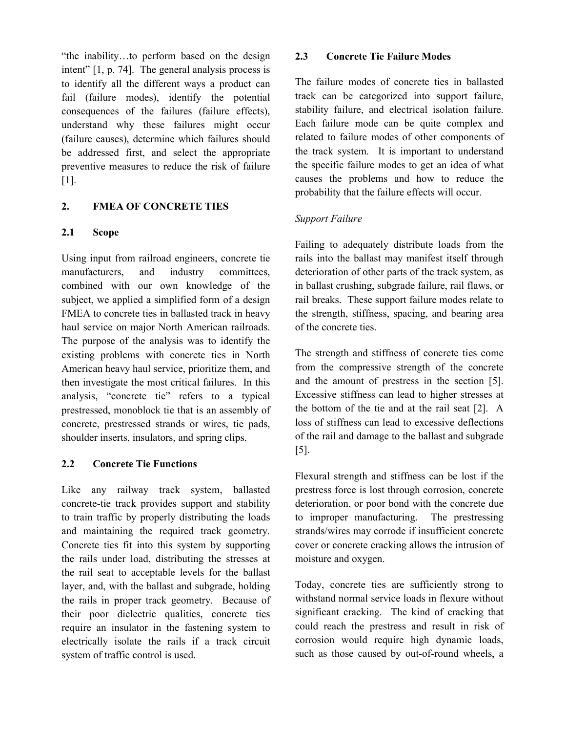"the inability…to perform based on the design intent" [1, p. 74]. The general analysis process is to identify all the different ways a product can fail (failure modes), identify the potential consequences of the failures (failure effects), understand why these failures might occur (failure causes), determine which failures should be addressed first, and select the appropriate preventive measures to reduce the risk of failure [1].

## 2. FMEA OF CONCRETE TIES

### 2.1 Scope

Using input from railroad engineers, concrete tie manufacturers, and industry committees, combined with our own knowledge of the subject, we applied a simplified form of a design FMEA to concrete ties in ballasted track in heavy haul service on major North American railroads. The purpose of the analysis was to identify the existing problems with concrete ties in North American heavy haul service, prioritize them, and then investigate the most critical failures. In this analysis, "concrete tie" refers to a typical prestressed, monoblock tie that is an assembly of concrete, prestressed strands or wires, tie pads, shoulder inserts, insulators, and spring clips.

### 2.2 Concrete Tie Functions

Like any railway track system, ballasted concrete-tie track provides support and stability to train traffic by properly distributing the loads and maintaining the required track geometry. Concrete ties fit into this system by supporting the rails under load, distributing the stresses at the rail seat to acceptable levels for the ballast layer, and, with the ballast and subgrade, holding the rails in proper track geometry. Because of their poor dielectric qualities, concrete ties require an insulator in the fastening system to electrically isolate the rails if a track circuit system of traffic control is used.

### 2.3 Concrete Tie Failure Modes

The failure modes of concrete ties in ballasted track can be categorized into support failure, stability failure, and electrical isolation failure. Each failure mode can be quite complex and related to failure modes of other components of the track system. It is important to understand the specific failure modes to get an idea of what causes the problems and how to reduce the probability that the failure effects will occur.

*Support Failure*

Failing to adequately distribute loads from the rails into the ballast may manifest itself through deterioration of other parts of the track system, as in ballast crushing, subgrade failure, rail flaws, or rail breaks. These support failure modes relate to the strength, stiffness, spacing, and bearing area of the concrete ties.

The strength and stiffness of concrete ties come from the compressive strength of the concrete and the amount of prestress in the section [5]. Excessive stiffness can lead to higher stresses at the bottom of the tie and at the rail seat [2]. A loss of stiffness can lead to excessive deflections of the rail and damage to the ballast and subgrade [5].

Flexural strength and stiffness can be lost if the prestress force is lost through corrosion, concrete deterioration, or poor bond with the concrete due to improper manufacturing. The prestressing strands/wires may corrode if insufficient concrete cover or concrete cracking allows the intrusion of moisture and oxygen.

Today, concrete ties are sufficiently strong to withstand normal service loads in flexure without significant cracking. The kind of cracking that could reach the prestress and result in risk of corrosion would require high dynamic loads, such as those caused by out-of-round wheels, a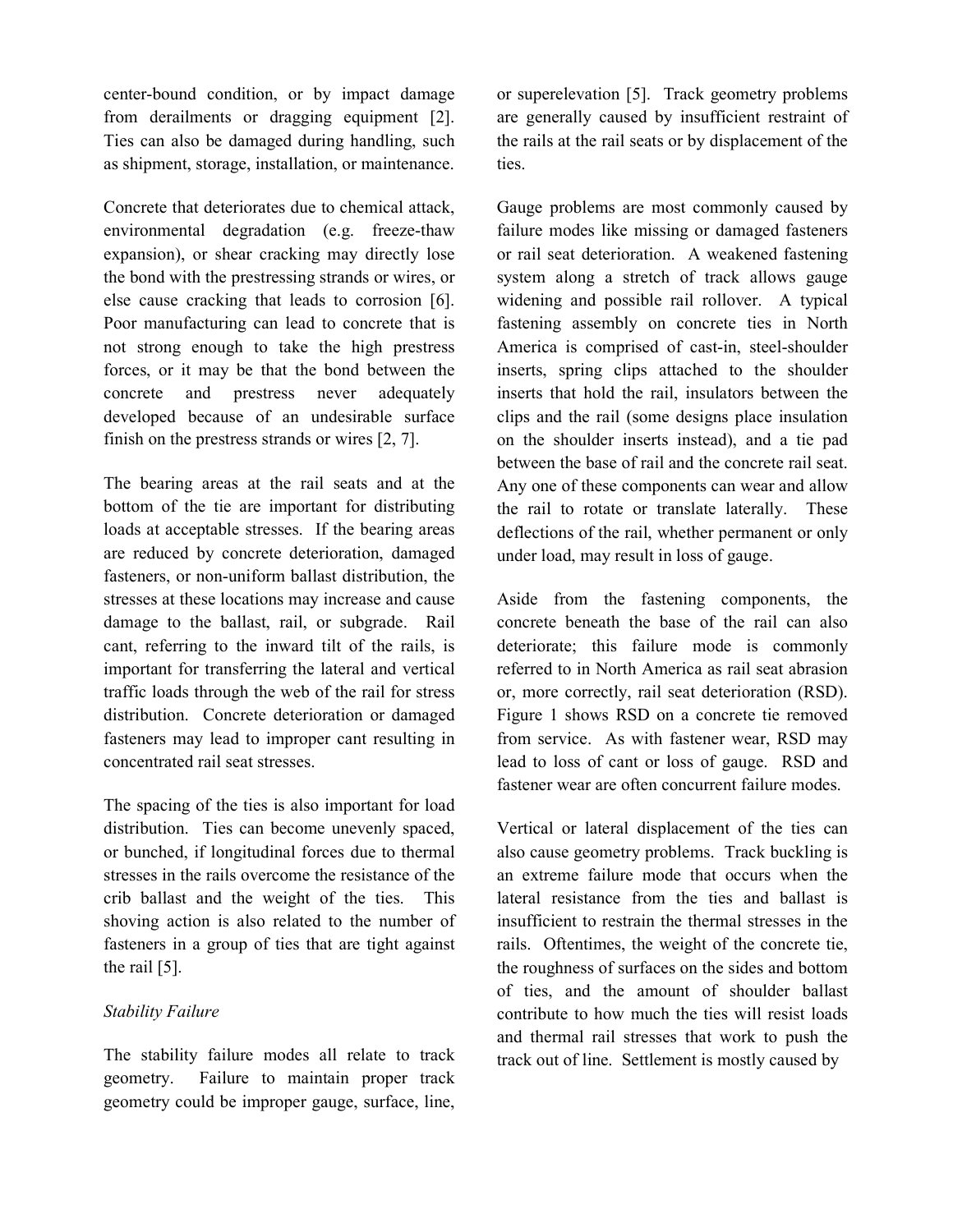center-bound condition, or by impact damage from derailments or dragging equipment [2]. Ties can also be damaged during handling, such as shipment, storage, installation, or maintenance.

Concrete that deteriorates due to chemical attack, environmental degradation (e.g. freeze-thaw expansion), or shear cracking may directly lose the bond with the prestressing strands or wires, or else cause cracking that leads to corrosion [6]. Poor manufacturing can lead to concrete that is not strong enough to take the high prestress forces, or it may be that the bond between the concrete and prestress never adequately developed because of an undesirable surface finish on the prestress strands or wires [2, 7].

The bearing areas at the rail seats and at the bottom of the tie are important for distributing loads at acceptable stresses. If the bearing areas are reduced by concrete deterioration, damaged fasteners, or non-uniform ballast distribution, the stresses at these locations may increase and cause damage to the ballast, rail, or subgrade. Rail cant, referring to the inward tilt of the rails, is important for transferring the lateral and vertical traffic loads through the web of the rail for stress distribution. Concrete deterioration or damaged fasteners may lead to improper cant resulting in concentrated rail seat stresses.

The spacing of the ties is also important for load distribution. Ties can become unevenly spaced, or bunched, if longitudinal forces due to thermal stresses in the rails overcome the resistance of the crib ballast and the weight of the ties. This shoving action is also related to the number of fasteners in a group of ties that are tight against the rail [5].

*Stability Failure*

The stability failure modes all relate to track geometry. Failure to maintain proper track geometry could be improper gauge, surface, line, or superelevation [5]. Track geometry problems are generally caused by insufficient restraint of the rails at the rail seats or by displacement of the ties.

Gauge problems are most commonly caused by failure modes like missing or damaged fasteners or rail seat deterioration. A weakened fastening system along a stretch of track allows gauge widening and possible rail rollover. A typical fastening assembly on concrete ties in North America is comprised of cast-in, steel-shoulder inserts, spring clips attached to the shoulder inserts that hold the rail, insulators between the clips and the rail (some designs place insulation on the shoulder inserts instead), and a tie pad between the base of rail and the concrete rail seat. Any one of these components can wear and allow the rail to rotate or translate laterally. These deflections of the rail, whether permanent or only under load, may result in loss of gauge.

Aside from the fastening components, the concrete beneath the base of the rail can also deteriorate; this failure mode is commonly referred to in North America as rail seat abrasion or, more correctly, rail seat deterioration (RSD). Figure 1 shows RSD on a concrete tie removed from service. As with fastener wear, RSD may lead to loss of cant or loss of gauge. RSD and fastener wear are often concurrent failure modes.

Vertical or lateral displacement of the ties can also cause geometry problems. Track buckling is an extreme failure mode that occurs when the lateral resistance from the ties and ballast is insufficient to restrain the thermal stresses in the rails. Oftentimes, the weight of the concrete tie, the roughness of surfaces on the sides and bottom of ties, and the amount of shoulder ballast contribute to how much the ties will resist loads and thermal rail stresses that work to push the track out of line. Settlement is mostly caused by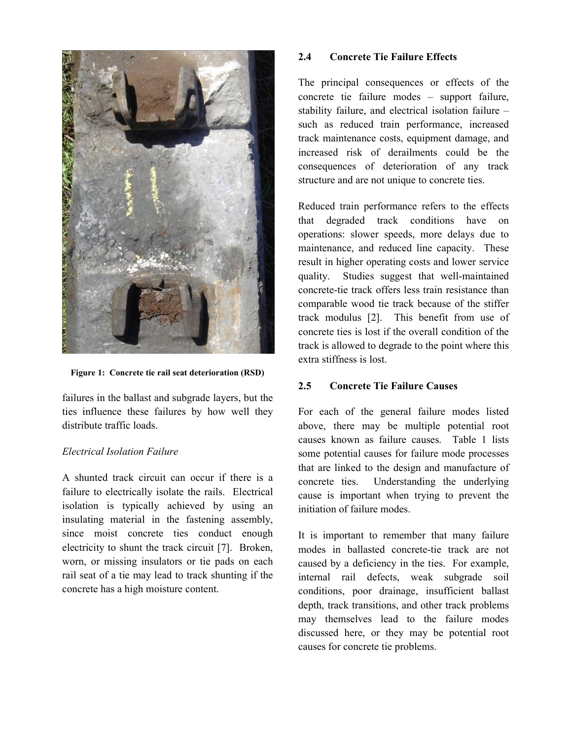Figure 1: Concrete tie rail seat deterioration (RSD)

failures in the ballast and subgrade layers, but the ties influence these failures by how well they distribute traffic loads.

*Electrical Isolation Failure*

A shunted track circuit can occur if there is a failure to electrically isolate the rails. Electrical isolation is typically achieved by using an insulating material in the fastening assembly, since moist concrete ties conduct enough electricity to shunt the track circuit [7]. Broken, worn, or missing insulators or tie pads on each rail seat of a tie may lead to track shunting if the concrete has a high moisture content.

## 2.4 Concrete Tie Failure Effects

The principal consequences or effects of the concrete tie failure modes – support failure, stability failure, and electrical isolation failure – such as reduced train performance, increased track maintenance costs, equipment damage, and increased risk of derailments could be the consequences of deterioration of any track structure and are not unique to concrete ties.

Reduced train performance refers to the effects that degraded track conditions have on operations: slower speeds, more delays due to maintenance, and reduced line capacity. These result in higher operating costs and lower service quality. Studies suggest that well-maintained concrete-tie track offers less train resistance than comparable wood tie track because of the stiffer track modulus [2]. This benefit from use of concrete ties is lost if the overall condition of the track is allowed to degrade to the point where this extra stiffness is lost.

## 2.5 Concrete Tie Failure Causes

For each of the general failure modes listed above, there may be multiple potential root causes known as failure causes. Table 1 lists some potential causes for failure mode processes that are linked to the design and manufacture of concrete ties. Understanding the underlying cause is important when trying to prevent the initiation of failure modes.

It is important to remember that many failure modes in ballasted concrete-tie track are not caused by a deficiency in the ties. For example, internal rail defects, weak subgrade soil conditions, poor drainage, insufficient ballast depth, track transitions, and other track problems may themselves lead to the failure modes discussed here, or they may be potential root causes for concrete tie problems.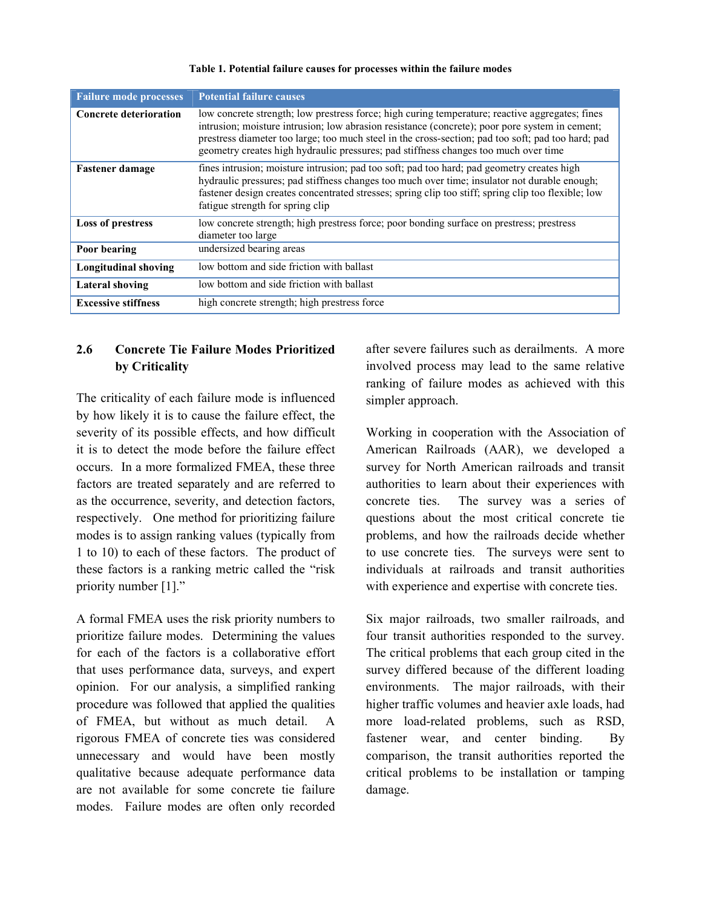**Table 1. Potential failure causes for processes within the failure modes**

| Failure mode processes | Potential failure causes |
|---|---|
| **Concrete deterioration** | low concrete strength; low prestress force; high curing temperature; reactive aggregates; fines intrusion; moisture intrusion; low abrasion resistance (concrete); poor pore system in cement; prestress diameter too large; too much steel in the cross-section; pad too soft; pad too hard; pad geometry creates high hydraulic pressures; pad stiffness changes too much over time |
| **Fastener damage** | fines intrusion; moisture intrusion; pad too soft; pad too hard; pad geometry creates high hydraulic pressures; pad stiffness changes too much over time; insulator not durable enough; fastener design creates concentrated stresses; spring clip too stiff; spring clip too flexible; low fatigue strength for spring clip |
| **Loss of prestress** | low concrete strength; high prestress force; poor bonding surface on prestress; prestress diameter too large |
| **Poor bearing** | undersized bearing areas |
| **Longitudinal shoving** | low bottom and side friction with ballast |
| **Lateral shoving** | low bottom and side friction with ballast |
| **Excessive stiffness** | high concrete strength; high prestress force |

## 2.6 Concrete Tie Failure Modes Prioritized by Criticality

The criticality of each failure mode is influenced by how likely it is to cause the failure effect, the severity of its possible effects, and how difficult it is to detect the mode before the failure effect occurs. In a more formalized FMEA, these three factors are treated separately and are referred to as the occurrence, severity, and detection factors, respectively. One method for prioritizing failure modes is to assign ranking values (typically from 1 to 10) to each of these factors. The product of these factors is a ranking metric called the "risk priority number [1]."

A formal FMEA uses the risk priority numbers to prioritize failure modes. Determining the values for each of the factors is a collaborative effort that uses performance data, surveys, and expert opinion. For our analysis, a simplified ranking procedure was followed that applied the qualities of FMEA, but without as much detail. A rigorous FMEA of concrete ties was considered unnecessary and would have been mostly qualitative because adequate performance data are not available for some concrete tie failure modes. Failure modes are often only recorded after severe failures such as derailments. A more involved process may lead to the same relative ranking of failure modes as achieved with this simpler approach.

Working in cooperation with the Association of American Railroads (AAR), we developed a survey for North American railroads and transit authorities to learn about their experiences with concrete ties. The survey was a series of questions about the most critical concrete tie problems, and how the railroads decide whether to use concrete ties. The surveys were sent to individuals at railroads and transit authorities with experience and expertise with concrete ties.

Six major railroads, two smaller railroads, and four transit authorities responded to the survey. The critical problems that each group cited in the survey differed because of the different loading environments. The major railroads, with their higher traffic volumes and heavier axle loads, had more load-related problems, such as RSD, fastener wear, and center binding. By comparison, the transit authorities reported the critical problems to be installation or tamping damage.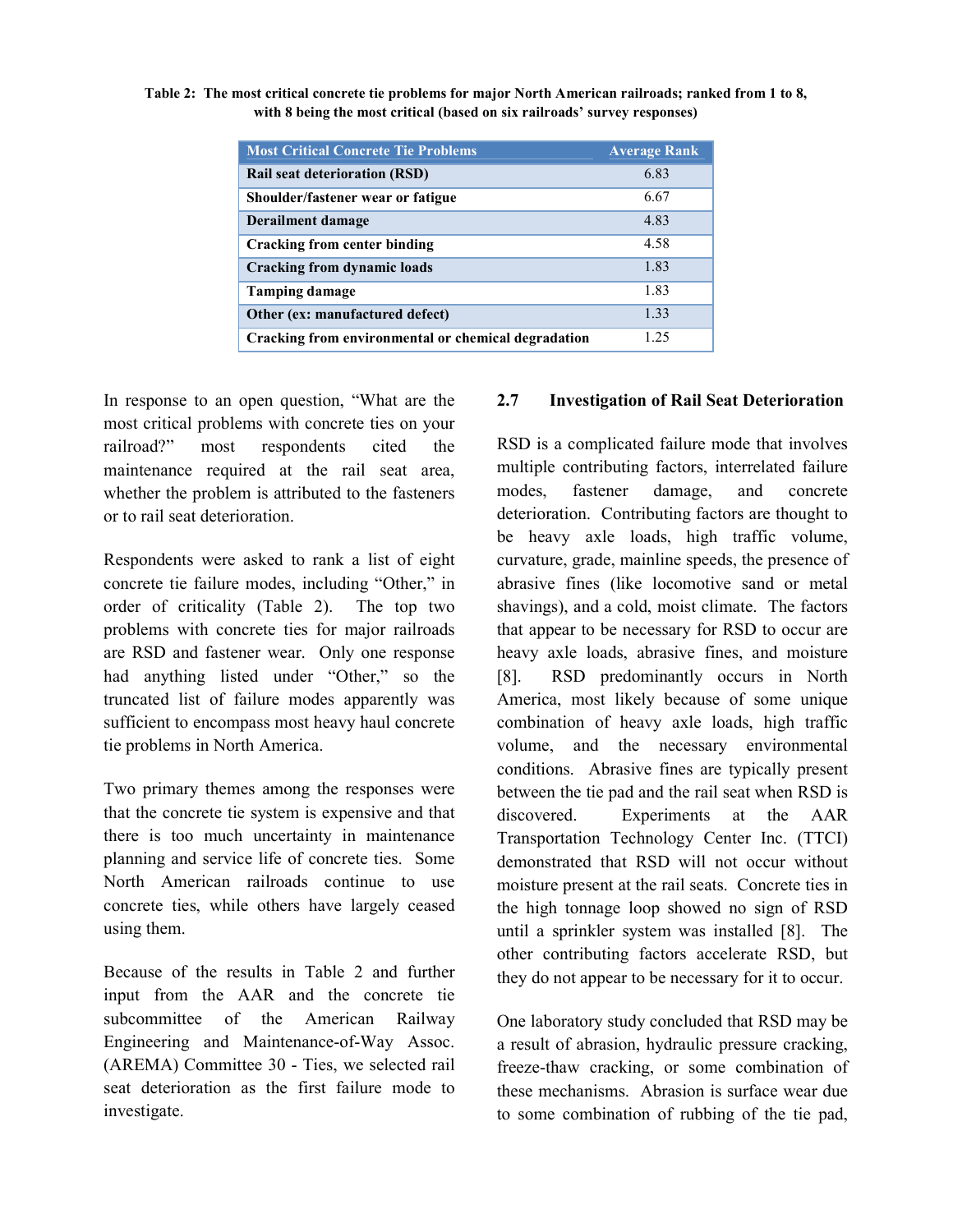**Table 2: The most critical concrete tie problems for major North American railroads; ranked from 1 to 8, with 8 being the most critical (based on six railroads' survey responses)**

| Most Critical Concrete Tie Problems | Average Rank |
|---|---|
| Rail seat deterioration (RSD) | 6.83 |
| Shoulder/fastener wear or fatigue | 6.67 |
| Derailment damage | 4.83 |
| Cracking from center binding | 4.58 |
| Cracking from dynamic loads | 1.83 |
| Tamping damage | 1.83 |
| Other (ex: manufactured defect) | 1.33 |
| Cracking from environmental or chemical degradation | 1.25 |

In response to an open question, "What are the most critical problems with concrete ties on your railroad?" most respondents cited the maintenance required at the rail seat area, whether the problem is attributed to the fasteners or to rail seat deterioration.

Respondents were asked to rank a list of eight concrete tie failure modes, including "Other," in order of criticality (Table 2). The top two problems with concrete ties for major railroads are RSD and fastener wear. Only one response had anything listed under "Other," so the truncated list of failure modes apparently was sufficient to encompass most heavy haul concrete tie problems in North America.

Two primary themes among the responses were that the concrete tie system is expensive and that there is too much uncertainty in maintenance planning and service life of concrete ties. Some North American railroads continue to use concrete ties, while others have largely ceased using them.

Because of the results in Table 2 and further input from the AAR and the concrete tie subcommittee of the American Railway Engineering and Maintenance-of-Way Assoc. (AREMA) Committee 30 - Ties, we selected rail seat deterioration as the first failure mode to investigate.

### 2.7 Investigation of Rail Seat Deterioration

RSD is a complicated failure mode that involves multiple contributing factors, interrelated failure modes, fastener damage, and concrete deterioration. Contributing factors are thought to be heavy axle loads, high traffic volume, curvature, grade, mainline speeds, the presence of abrasive fines (like locomotive sand or metal shavings), and a cold, moist climate. The factors that appear to be necessary for RSD to occur are heavy axle loads, abrasive fines, and moisture [8]. RSD predominantly occurs in North America, most likely because of some unique combination of heavy axle loads, high traffic volume, and the necessary environmental conditions. Abrasive fines are typically present between the tie pad and the rail seat when RSD is discovered. Experiments at the AAR Transportation Technology Center Inc. (TTCI) demonstrated that RSD will not occur without moisture present at the rail seats. Concrete ties in the high tonnage loop showed no sign of RSD until a sprinkler system was installed [8]. The other contributing factors accelerate RSD, but they do not appear to be necessary for it to occur.

One laboratory study concluded that RSD may be a result of abrasion, hydraulic pressure cracking, freeze-thaw cracking, or some combination of these mechanisms. Abrasion is surface wear due to some combination of rubbing of the tie pad,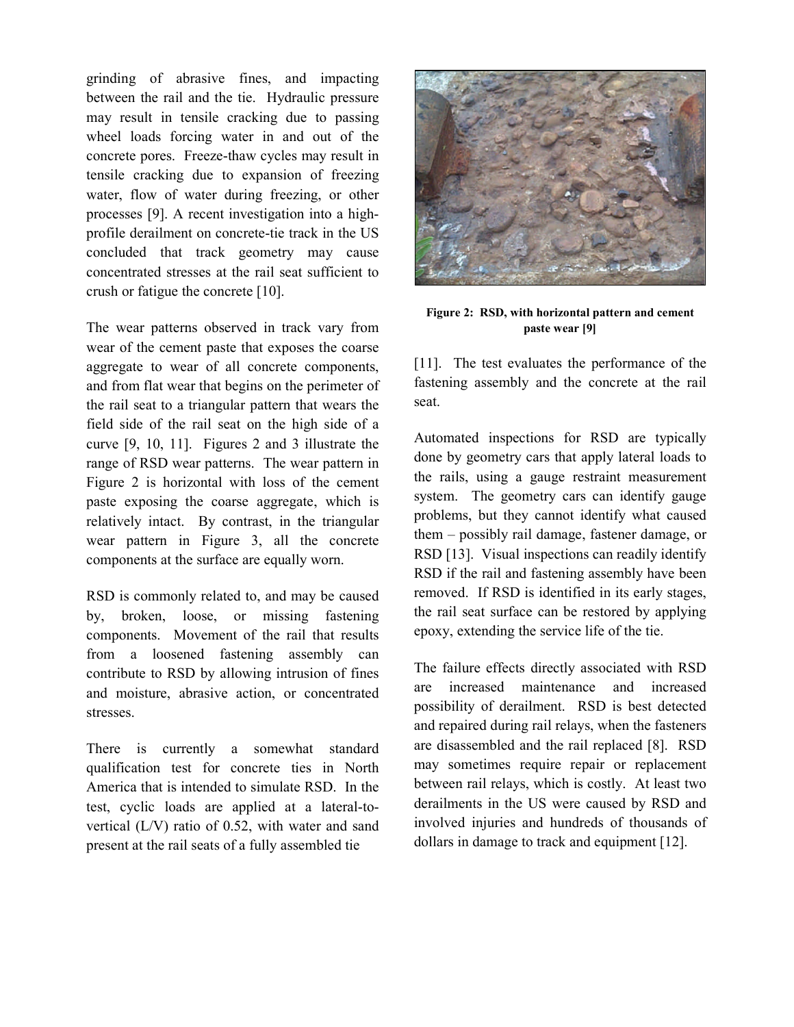grinding of abrasive fines, and impacting between the rail and the tie. Hydraulic pressure may result in tensile cracking due to passing wheel loads forcing water in and out of the concrete pores. Freeze-thaw cycles may result in tensile cracking due to expansion of freezing water, flow of water during freezing, or other processes [9]. A recent investigation into a high-profile derailment on concrete-tie track in the US concluded that track geometry may cause concentrated stresses at the rail seat sufficient to crush or fatigue the concrete [10].

The wear patterns observed in track vary from wear of the cement paste that exposes the coarse aggregate to wear of all concrete components, and from flat wear that begins on the perimeter of the rail seat to a triangular pattern that wears the field side of the rail seat on the high side of a curve [9, 10, 11]. Figures 2 and 3 illustrate the range of RSD wear patterns. The wear pattern in Figure 2 is horizontal with loss of the cement paste exposing the coarse aggregate, which is relatively intact. By contrast, in the triangular wear pattern in Figure 3, all the concrete components at the surface are equally worn.

RSD is commonly related to, and may be caused by, broken, loose, or missing fastening components. Movement of the rail that results from a loosened fastening assembly can contribute to RSD by allowing intrusion of fines and moisture, abrasive action, or concentrated stresses.

There is currently a somewhat standard qualification test for concrete ties in North America that is intended to simulate RSD. In the test, cyclic loads are applied at a lateral-to-vertical (L/V) ratio of 0.52, with water and sand present at the rail seats of a fully assembled tie [11]. The test evaluates the performance of the fastening assembly and the concrete at the rail seat.

**Figure 2: RSD, with horizontal pattern and cement paste wear [9]**

Automated inspections for RSD are typically done by geometry cars that apply lateral loads to the rails, using a gauge restraint measurement system. The geometry cars can identify gauge problems, but they cannot identify what caused them – possibly rail damage, fastener damage, or RSD [13]. Visual inspections can readily identify RSD if the rail and fastening assembly have been removed. If RSD is identified in its early stages, the rail seat surface can be restored by applying epoxy, extending the service life of the tie.

The failure effects directly associated with RSD are increased maintenance and increased possibility of derailment. RSD is best detected and repaired during rail relays, when the fasteners are disassembled and the rail replaced [8]. RSD may sometimes require repair or replacement between rail relays, which is costly. At least two derailments in the US were caused by RSD and involved injuries and hundreds of thousands of dollars in damage to track and equipment [12].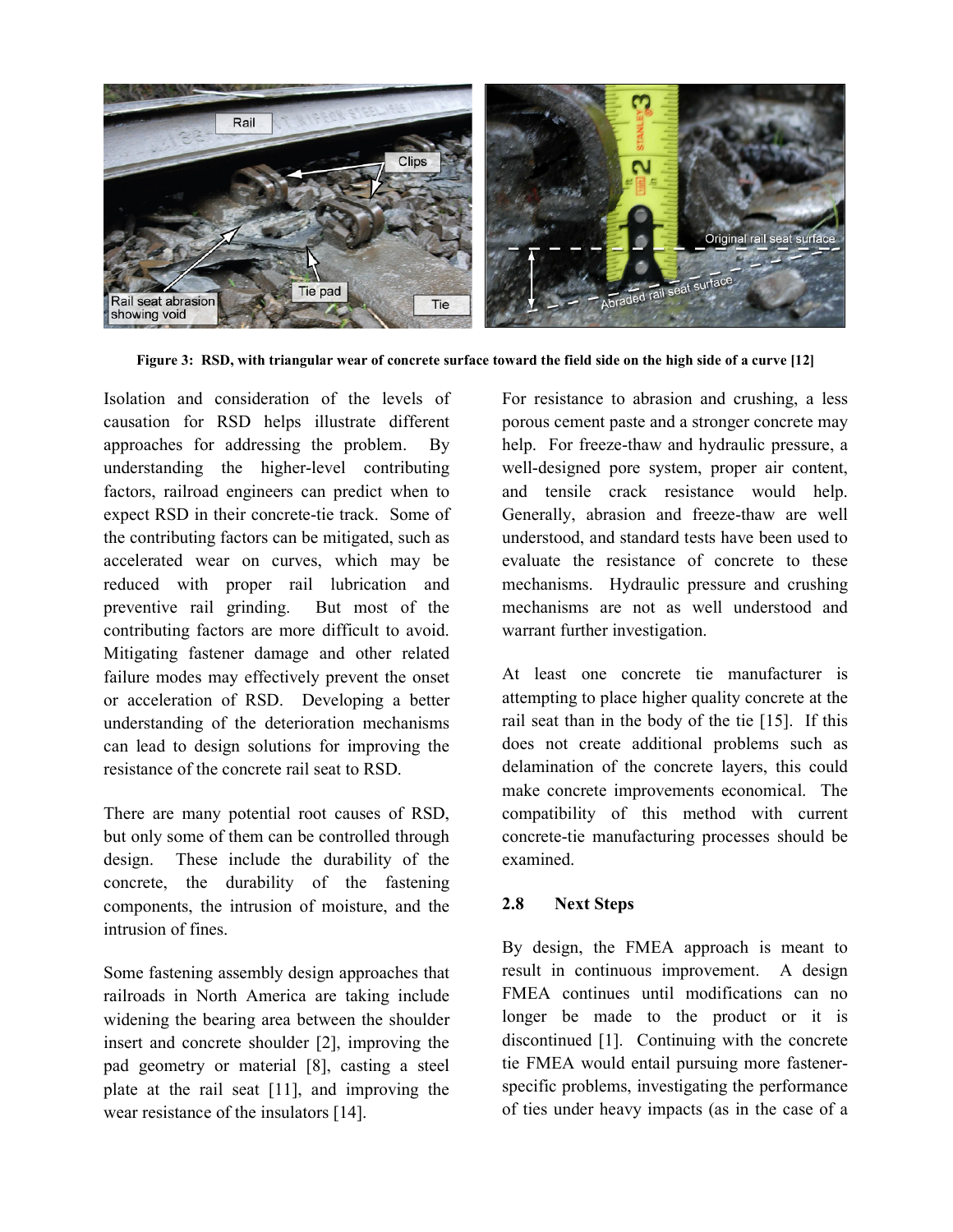Figure 3: RSD, with triangular wear of concrete surface toward the field side on the high side of a curve [12]

Isolation and consideration of the levels of causation for RSD helps illustrate different approaches for addressing the problem. By understanding the higher-level contributing factors, railroad engineers can predict when to expect RSD in their concrete-tie track. Some of the contributing factors can be mitigated, such as accelerated wear on curves, which may be reduced with proper rail lubrication and preventive rail grinding. But most of the contributing factors are more difficult to avoid. Mitigating fastener damage and other related failure modes may effectively prevent the onset or acceleration of RSD. Developing a better understanding of the deterioration mechanisms can lead to design solutions for improving the resistance of the concrete rail seat to RSD.

There are many potential root causes of RSD, but only some of them can be controlled through design. These include the durability of the concrete, the durability of the fastening components, the intrusion of moisture, and the intrusion of fines.

Some fastening assembly design approaches that railroads in North America are taking include widening the bearing area between the shoulder insert and concrete shoulder [2], improving the pad geometry or material [8], casting a steel plate at the rail seat [11], and improving the wear resistance of the insulators [14].

For resistance to abrasion and crushing, a less porous cement paste and a stronger concrete may help. For freeze-thaw and hydraulic pressure, a well-designed pore system, proper air content, and tensile crack resistance would help. Generally, abrasion and freeze-thaw are well understood, and standard tests have been used to evaluate the resistance of concrete to these mechanisms. Hydraulic pressure and crushing mechanisms are not as well understood and warrant further investigation.

At least one concrete tie manufacturer is attempting to place higher quality concrete at the rail seat than in the body of the tie [15]. If this does not create additional problems such as delamination of the concrete layers, this could make concrete improvements economical. The compatibility of this method with current concrete-tie manufacturing processes should be examined.

### 2.8 Next Steps

By design, the FMEA approach is meant to result in continuous improvement. A design FMEA continues until modifications can no longer be made to the product or it is discontinued [1]. Continuing with the concrete tie FMEA would entail pursuing more fastener-specific problems, investigating the performance of ties under heavy impacts (as in the case of a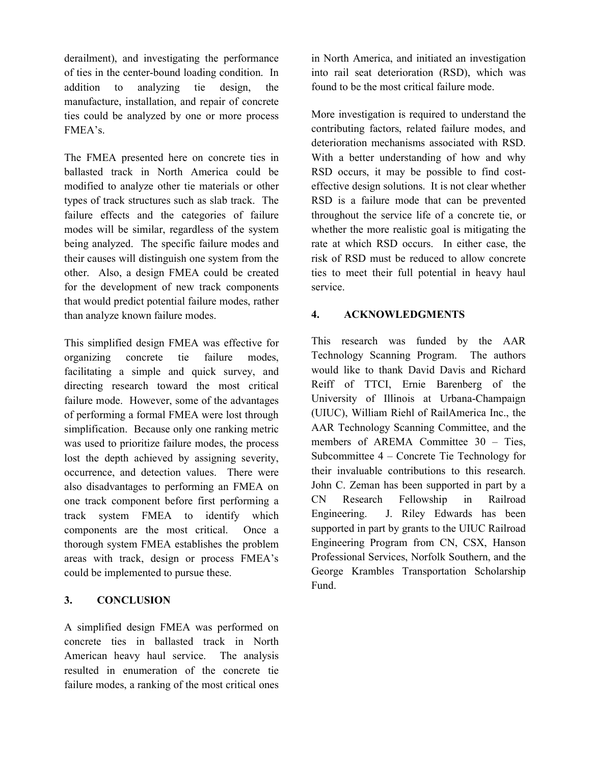derailment), and investigating the performance of ties in the center-bound loading condition. In addition to analyzing tie design, the manufacture, installation, and repair of concrete ties could be analyzed by one or more process FMEA's.

The FMEA presented here on concrete ties in ballasted track in North America could be modified to analyze other tie materials or other types of track structures such as slab track. The failure effects and the categories of failure modes will be similar, regardless of the system being analyzed. The specific failure modes and their causes will distinguish one system from the other. Also, a design FMEA could be created for the development of new track components that would predict potential failure modes, rather than analyze known failure modes.

This simplified design FMEA was effective for organizing concrete tie failure modes, facilitating a simple and quick survey, and directing research toward the most critical failure mode. However, some of the advantages of performing a formal FMEA were lost through simplification. Because only one ranking metric was used to prioritize failure modes, the process lost the depth achieved by assigning severity, occurrence, and detection values. There were also disadvantages to performing an FMEA on one track component before first performing a track system FMEA to identify which components are the most critical. Once a thorough system FMEA establishes the problem areas with track, design or process FMEA's could be implemented to pursue these.

## 3. CONCLUSION

A simplified design FMEA was performed on concrete ties in ballasted track in North American heavy haul service. The analysis resulted in enumeration of the concrete tie failure modes, a ranking of the most critical ones in North America, and initiated an investigation into rail seat deterioration (RSD), which was found to be the most critical failure mode.

More investigation is required to understand the contributing factors, related failure modes, and deterioration mechanisms associated with RSD. With a better understanding of how and why RSD occurs, it may be possible to find cost-effective design solutions. It is not clear whether RSD is a failure mode that can be prevented throughout the service life of a concrete tie, or whether the more realistic goal is mitigating the rate at which RSD occurs. In either case, the risk of RSD must be reduced to allow concrete ties to meet their full potential in heavy haul service.

## 4. ACKNOWLEDGMENTS

This research was funded by the AAR Technology Scanning Program. The authors would like to thank David Davis and Richard Reiff of TTCI, Ernie Barenberg of the University of Illinois at Urbana-Champaign (UIUC), William Riehl of RailAmerica Inc., the AAR Technology Scanning Committee, and the members of AREMA Committee 30 – Ties, Subcommittee 4 – Concrete Tie Technology for their invaluable contributions to this research. John C. Zeman has been supported in part by a CN Research Fellowship in Railroad Engineering. J. Riley Edwards has been supported in part by grants to the UIUC Railroad Engineering Program from CN, CSX, Hanson Professional Services, Norfolk Southern, and the George Krambles Transportation Scholarship Fund.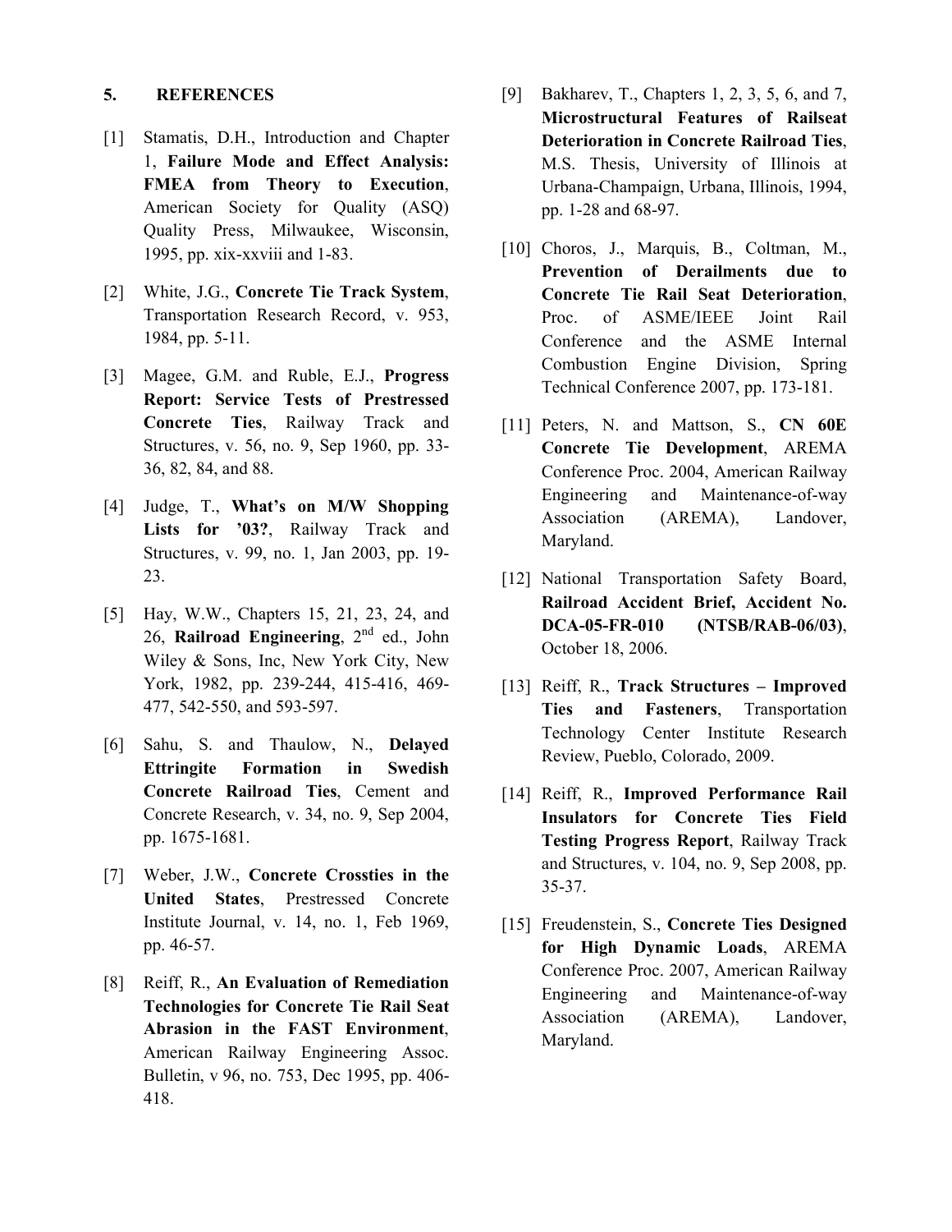## 5. REFERENCES

[1] Stamatis, D.H., Introduction and Chapter 1, **Failure Mode and Effect Analysis: FMEA from Theory to Execution**, American Society for Quality (ASQ) Quality Press, Milwaukee, Wisconsin, 1995, pp. xix-xxviii and 1-83.

[2] White, J.G., **Concrete Tie Track System**, Transportation Research Record, v. 953, 1984, pp. 5-11.

[3] Magee, G.M. and Ruble, E.J., **Progress Report: Service Tests of Prestressed Concrete Ties**, Railway Track and Structures, v. 56, no. 9, Sep 1960, pp. 33-36, 82, 84, and 88.

[4] Judge, T., **What's on M/W Shopping Lists for '03?**, Railway Track and Structures, v. 99, no. 1, Jan 2003, pp. 19-23.

[5] Hay, W.W., Chapters 15, 21, 23, 24, and 26, **Railroad Engineering**, 2nd ed., John Wiley & Sons, Inc, New York City, New York, 1982, pp. 239-244, 415-416, 469-477, 542-550, and 593-597.

[6] Sahu, S. and Thaulow, N., **Delayed Ettringite Formation in Swedish Concrete Railroad Ties**, Cement and Concrete Research, v. 34, no. 9, Sep 2004, pp. 1675-1681.

[7] Weber, J.W., **Concrete Crossties in the United States**, Prestressed Concrete Institute Journal, v. 14, no. 1, Feb 1969, pp. 46-57.

[8] Reiff, R., **An Evaluation of Remediation Technologies for Concrete Tie Rail Seat Abrasion in the FAST Environment**, American Railway Engineering Assoc. Bulletin, v 96, no. 753, Dec 1995, pp. 406-418.

[9] Bakharev, T., Chapters 1, 2, 3, 5, 6, and 7, **Microstructural Features of Railseat Deterioration in Concrete Railroad Ties**, M.S. Thesis, University of Illinois at Urbana-Champaign, Urbana, Illinois, 1994, pp. 1-28 and 68-97.

[10] Choros, J., Marquis, B., Coltman, M., **Prevention of Derailments due to Concrete Tie Rail Seat Deterioration**, Proc. of ASME/IEEE Joint Rail Conference and the ASME Internal Combustion Engine Division, Spring Technical Conference 2007, pp. 173-181.

[11] Peters, N. and Mattson, S., **CN 60E Concrete Tie Development**, AREMA Conference Proc. 2004, American Railway Engineering and Maintenance-of-way Association (AREMA), Landover, Maryland.

[12] National Transportation Safety Board, **Railroad Accident Brief, Accident No. DCA-05-FR-010 (NTSB/RAB-06/03)**, October 18, 2006.

[13] Reiff, R., **Track Structures – Improved Ties and Fasteners**, Transportation Technology Center Institute Research Review, Pueblo, Colorado, 2009.

[14] Reiff, R., **Improved Performance Rail Insulators for Concrete Ties Field Testing Progress Report**, Railway Track and Structures, v. 104, no. 9, Sep 2008, pp. 35-37.

[15] Freudenstein, S., **Concrete Ties Designed for High Dynamic Loads**, AREMA Conference Proc. 2007, American Railway Engineering and Maintenance-of-way Association (AREMA), Landover, Maryland.